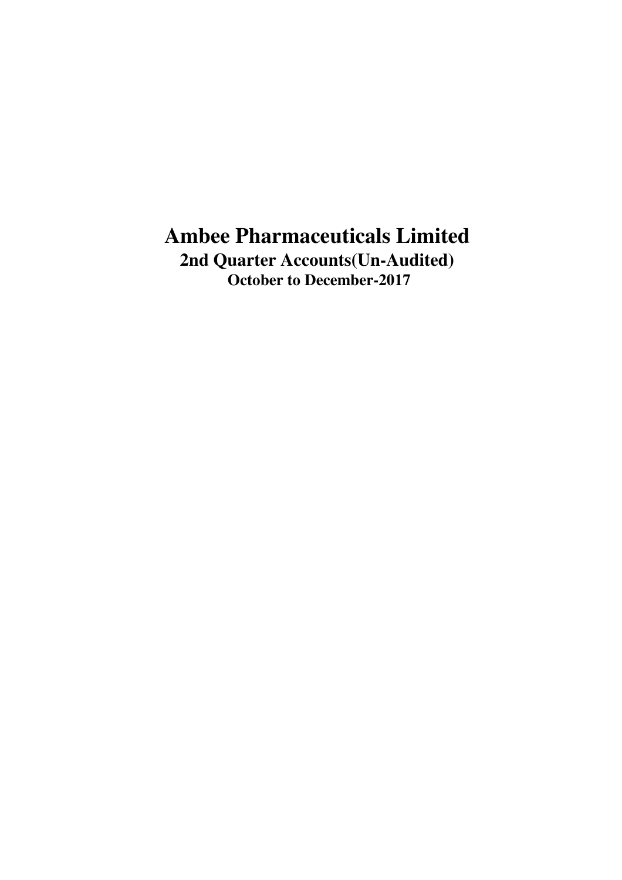# Ambee Pharmaceuticals Limited

## 2nd Quarter Accounts(Un-Audited)

### October to December-2017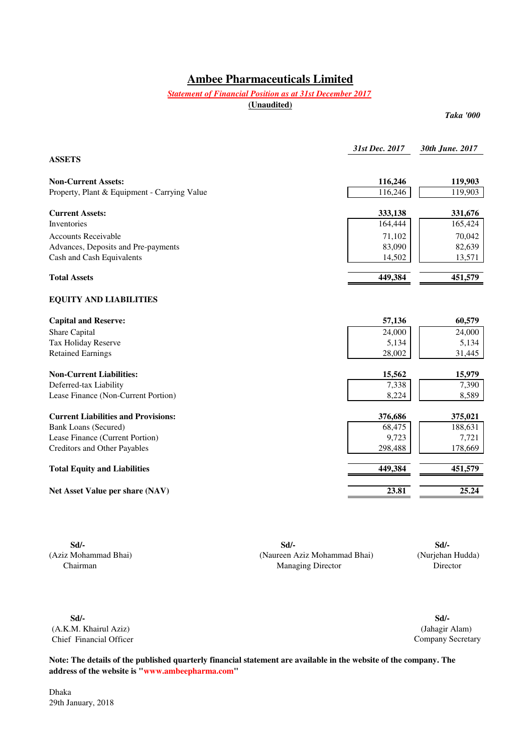# Ambee Pharmaceuticals Limited

***Statement of Financial Position as at 31st December 2017***

**(Unaudited)**

*Taka '000*

| | *31st Dec. 2017* | *30th June. 2017* |
|---|---|---|
| **ASSETS** | | |
| **Non-Current Assets:** | **116,246** | **119,903** |
| Property, Plant & Equipment - Carrying Value | 116,246 | 119,903 |
| **Current Assets:** | **333,138** | **331,676** |
| Inventories | 164,444 | 165,424 |
| Accounts Receivable | 71,102 | 70,042 |
| Advances, Deposits and Pre-payments | 83,090 | 82,639 |
| Cash and Cash Equivalents | 14,502 | 13,571 |
| **Total Assets** | **449,384** | **451,579** |
| **EQUITY AND LIABILITIES** | | |
| **Capital and Reserve:** | **57,136** | **60,579** |
| Share Capital | 24,000 | 24,000 |
| Tax Holiday Reserve | 5,134 | 5,134 |
| Retained Earnings | 28,002 | 31,445 |
| **Non-Current Liabilities:** | **15,562** | **15,979** |
| Deferred-tax Liability | 7,338 | 7,390 |
| Lease Finance (Non-Current Portion) | 8,224 | 8,589 |
| **Current Liabilities and Provisions:** | **376,686** | **375,021** |
| Bank Loans (Secured) | 68,475 | 188,631 |
| Lease Finance (Current Portion) | 9,723 | 7,721 |
| Creditors and Other Payables | 298,488 | 178,669 |
| **Total Equity and Liabilities** | **449,384** | **451,579** |
| **Net Asset Value per share (NAV)** | **23.81** | **25.24** |

**Sd/-**
(Aziz Mohammad Bhai)
Chairman

**Sd/-**
(Naureen Aziz Mohammad Bhai)
Managing Director

**Sd/-**
(Nurjehan Hudda)
Director

**Sd/-**
(A.K.M. Khairul Aziz)
Chief Financial Officer

**Sd/-**
(Jahagir Alam)
Company Secretary

**Note: The details of the published quarterly financial statement are available in the website of the company. The address of the website is "www.ambeepharma.com"**

Dhaka
29th January, 2018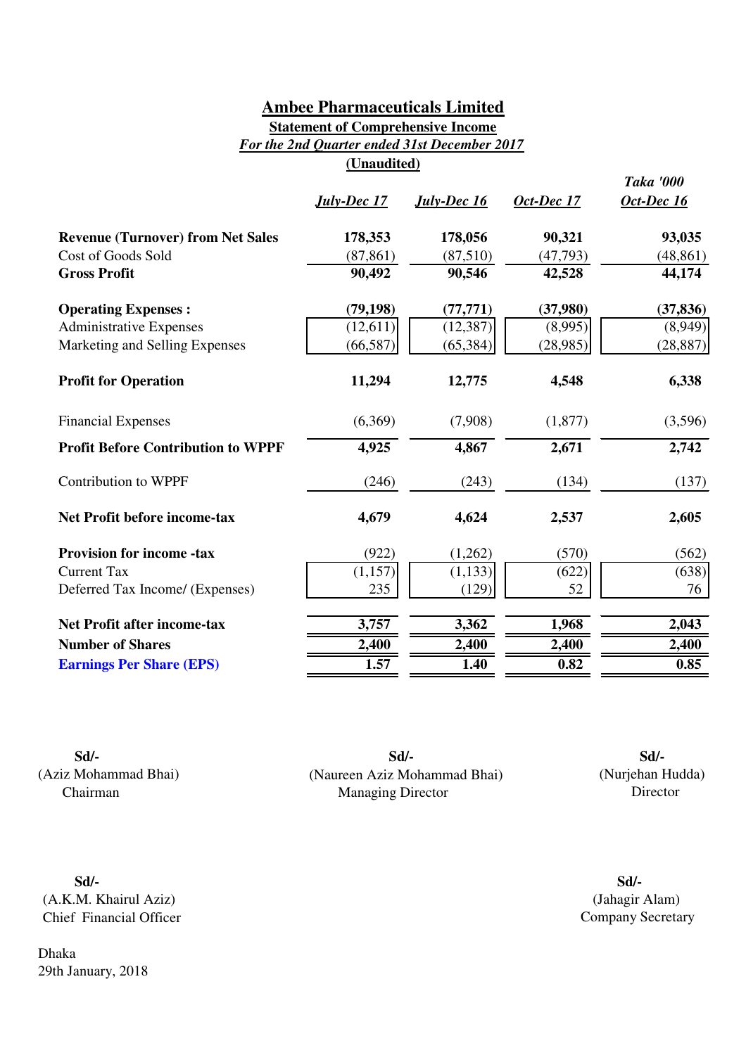# Ambee Pharmaceuticals Limited

**Statement of Comprehensive Income**

***For the 2nd Quarter ended 31st December 2017***

**(Unaudited)**

| | *July-Dec 17* | *July-Dec 16* | *Oct-Dec 17* | *Oct-Dec 16* |
|---|---|---|---|---|
| | | | | ***Taka '000*** |
| **Revenue (Turnover) from Net Sales** | **178,353** | **178,056** | **90,321** | **93,035** |
| Cost of Goods Sold | (87,861) | (87,510) | (47,793) | (48,861) |
| **Gross Profit** | **90,492** | **90,546** | **42,528** | **44,174** |
| **Operating Expenses :** | **(79,198)** | **(77,771)** | **(37,980)** | **(37,836)** |
| Administrative Expenses | (12,611) | (12,387) | (8,995) | (8,949) |
| Marketing and Selling Expenses | (66,587) | (65,384) | (28,985) | (28,887) |
| **Profit for Operation** | **11,294** | **12,775** | **4,548** | **6,338** |
| Financial Expenses | (6,369) | (7,908) | (1,877) | (3,596) |
| **Profit Before Contribution to WPPF** | **4,925** | **4,867** | **2,671** | **2,742** |
| Contribution to WPPF | (246) | (243) | (134) | (137) |
| **Net Profit before income-tax** | **4,679** | **4,624** | **2,537** | **2,605** |
| **Provision for income -tax** | (922) | (1,262) | (570) | (562) |
| Current Tax | (1,157) | (1,133) | (622) | (638) |
| Deferred Tax Income/ (Expenses) | 235 | (129) | 52 | 76 |
| **Net Profit after income-tax** | **3,757** | **3,362** | **1,968** | **2,043** |
| **Number of Shares** | **2,400** | **2,400** | **2,400** | **2,400** |
| **Earnings Per Share (EPS)** | **1.57** | **1.40** | **0.82** | **0.85** |

**Sd/-**
(Aziz Mohammad Bhai)
Chairman

**Sd/-**
(Naureen Aziz Mohammad Bhai)
Managing Director

**Sd/-**
(Nurjehan Hudda)
Director

**Sd/-**
(A.K.M. Khairul Aziz)
Chief Financial Officer

**Sd/-**
(Jahagir Alam)
Company Secretary

Dhaka
29th January, 2018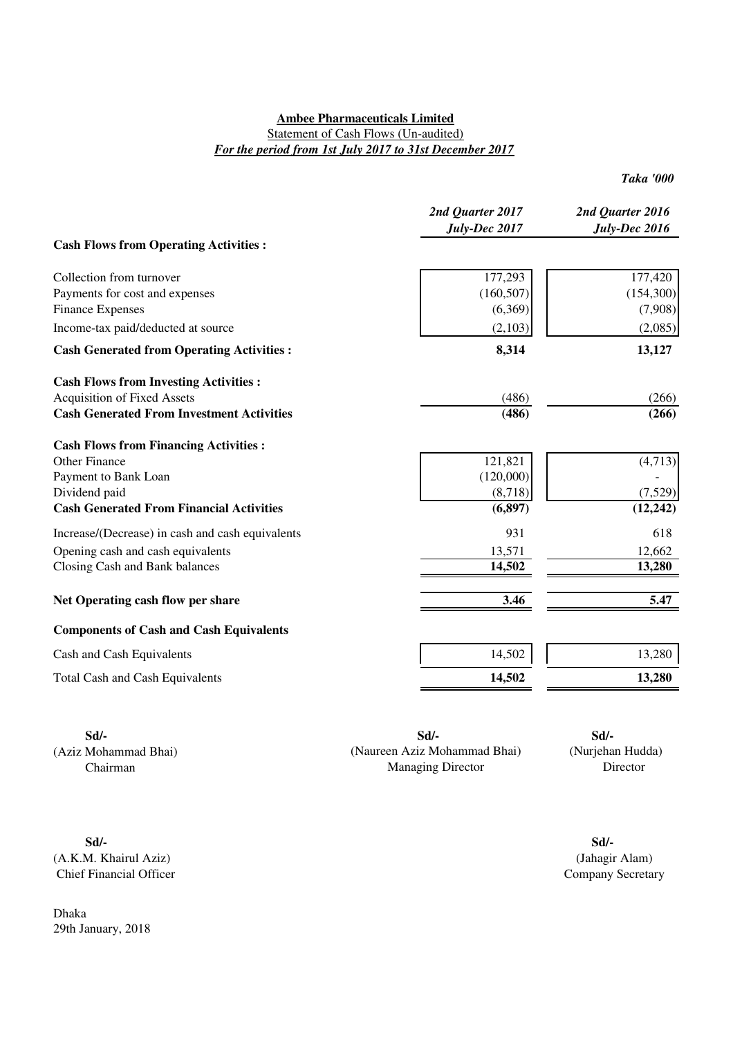**Ambee Pharmaceuticals Limited**

Statement of Cash Flows (Un-audited)

***For the period from 1st July 2017 to 31st December 2017***

***Taka '000***

| | *2nd Quarter 2017 July-Dec 2017* | *2nd Quarter 2016 July-Dec 2016* |
|---|---|---|
| **Cash Flows from Operating Activities :** | | |
| Collection from turnover | 177,293 | 177,420 |
| Payments for cost and expenses | (160,507) | (154,300) |
| Finance Expenses | (6,369) | (7,908) |
| Income-tax paid/deducted at source | (2,103) | (2,085) |
| **Cash Generated from Operating Activities :** | **8,314** | **13,127** |
| **Cash Flows from Investing Activities :** | | |
| Acquisition of Fixed Assets | (486) | (266) |
| **Cash Generated From Investment Activities** | **(486)** | **(266)** |
| **Cash Flows from Financing Activities :** | | |
| Other Finance | 121,821 | (4,713) |
| Payment to Bank Loan | (120,000) | - |
| Dividend paid | (8,718) | (7,529) |
| **Cash Generated From Financial Activities** | **(6,897)** | **(12,242)** |
| Increase/(Decrease) in cash and cash equivalents | 931 | 618 |
| Opening cash and cash equivalents | 13,571 | 12,662 |
| Closing Cash and Bank balances | **14,502** | **13,280** |
| **Net Operating cash flow per share** | **3.46** | **5.47** |
| **Components of Cash and Cash Equivalents** | | |
| Cash and Cash Equivalents | 14,502 | 13,280 |
| Total Cash and Cash Equivalents | **14,502** | **13,280** |

**Sd/-**
(Aziz Mohammad Bhai)
Chairman

**Sd/-**
(Naureen Aziz Mohammad Bhai)
Managing Director

**Sd/-**
(Nurjehan Hudda)
Director

**Sd/-**
(A.K.M. Khairul Aziz)
Chief Financial Officer

**Sd/-**
(Jahagir Alam)
Company Secretary

Dhaka
29th January, 2018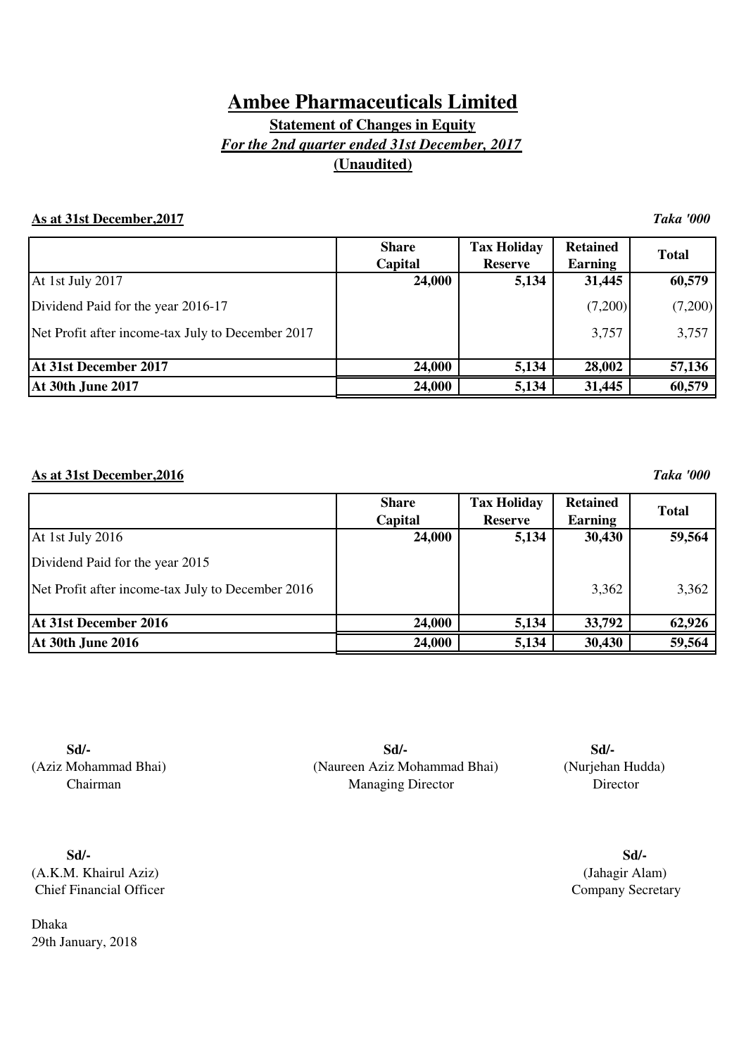# Ambee Pharmaceuticals Limited

**Statement of Changes in Equity**

***For the 2nd quarter ended 31st December, 2017***

**(Unaudited)**

**As at 31st December,2017** *Taka '000*

| | Share Capital | Tax Holiday Reserve | Retained Earning | Total |
|---|---|---|---|---|
| At 1st July 2017 | **24,000** | **5,134** | **31,445** | **60,579** |
| Dividend Paid for the year 2016-17 | | | (7,200) | (7,200) |
| Net Profit after income-tax July to December 2017 | | | 3,757 | 3,757 |
| **At 31st December 2017** | **24,000** | **5,134** | **28,002** | **57,136** |
| **At 30th June 2017** | **24,000** | **5,134** | **31,445** | **60,579** |

**As at 31st December,2016** *Taka '000*

| | Share Capital | Tax Holiday Reserve | Retained Earning | Total |
|---|---|---|---|---|
| At 1st July 2016 | **24,000** | **5,134** | **30,430** | **59,564** |
| Dividend Paid for the year 2015 | | | | |
| Net Profit after income-tax July to December 2016 | | | 3,362 | 3,362 |
| **At 31st December 2016** | **24,000** | **5,134** | **33,792** | **62,926** |
| **At 30th June 2016** | **24,000** | **5,134** | **30,430** | **59,564** |

**Sd/-**
(Aziz Mohammad Bhai)
Chairman

**Sd/-**
(Naureen Aziz Mohammad Bhai)
Managing Director

**Sd/-**
(Nurjehan Hudda)
Director

**Sd/-**
(A.K.M. Khairul Aziz)
Chief Financial Officer

**Sd/-**
(Jahagir Alam)
Company Secretary

Dhaka
29th January, 2018